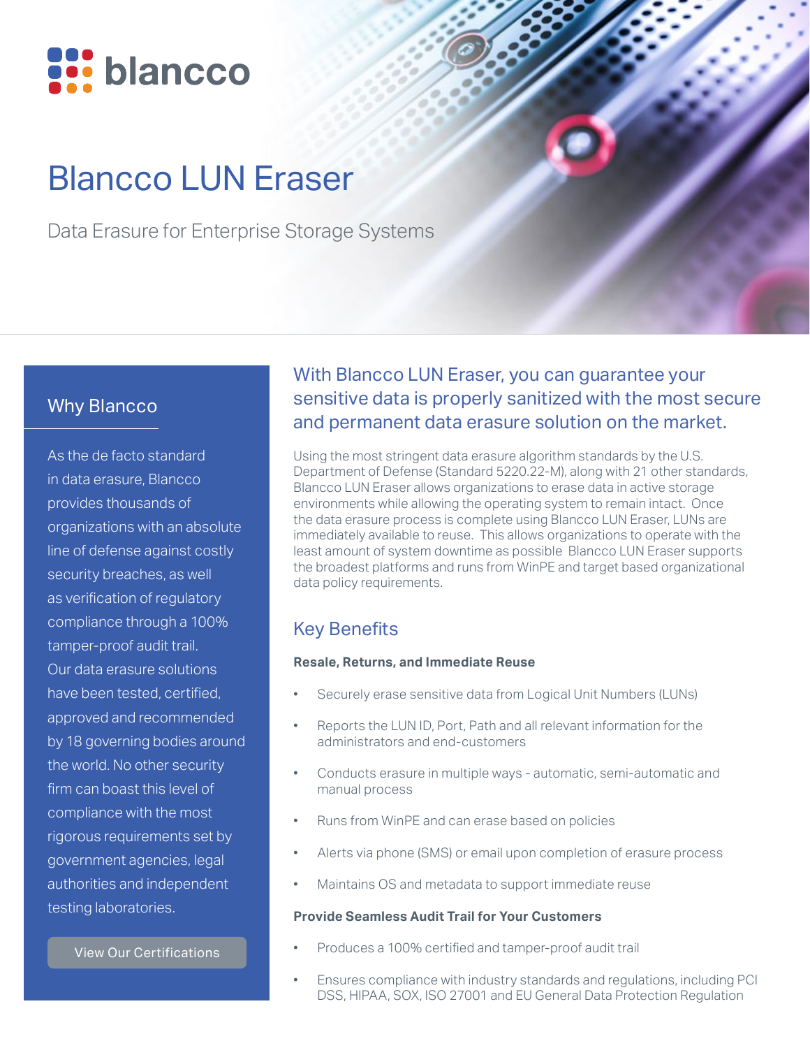blancco

# Blancco LUN Eraser

Data Erasure for Enterprise Storage Systems

## Why Blancco

As the de facto standard in data erasure, Blancco provides thousands of organizations with an absolute line of defense against costly security breaches, as well as verification of regulatory compliance through a 100% tamper-proof audit trail. Our data erasure solutions have been tested, certified, approved and recommended by 18 governing bodies around the world. No other security firm can boast this level of compliance with the most rigorous requirements set by government agencies, legal authorities and independent testing laboratories.

View Our Certifications

## With Blancco LUN Eraser, you can guarantee your sensitive data is properly sanitized with the most secure and permanent data erasure solution on the market.

Using the most stringent data erasure algorithm standards by the U.S. Department of Defense (Standard 5220.22-M), along with 21 other standards, Blancco LUN Eraser allows organizations to erase data in active storage environments while allowing the operating system to remain intact. Once the data erasure process is complete using Blancco LUN Eraser, LUNs are immediately available to reuse. This allows organizations to operate with the least amount of system downtime as possible Blancco LUN Eraser supports the broadest platforms and runs from WinPE and target based organizational data policy requirements.

## Key Benefits

**Resale, Returns, and Immediate Reuse**

- Securely erase sensitive data from Logical Unit Numbers (LUNs)
- Reports the LUN ID, Port, Path and all relevant information for the administrators and end-customers
- Conducts erasure in multiple ways - automatic, semi-automatic and manual process
- Runs from WinPE and can erase based on policies
- Alerts via phone (SMS) or email upon completion of erasure process
- Maintains OS and metadata to support immediate reuse

**Provide Seamless Audit Trail for Your Customers**

- Produces a 100% certified and tamper-proof audit trail
- Ensures compliance with industry standards and regulations, including PCI DSS, HIPAA, SOX, ISO 27001 and EU General Data Protection Regulation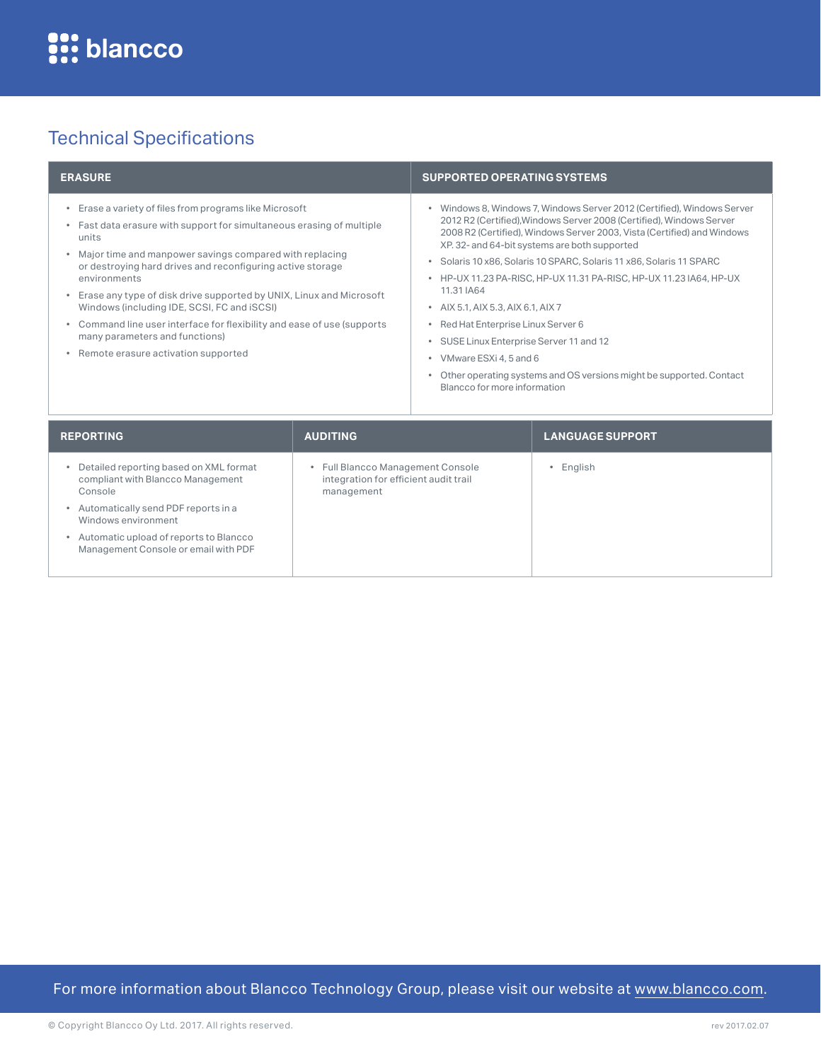# Technical Specifications

## ERASURE

- Erase a variety of files from programs like Microsoft
- Fast data erasure with support for simultaneous erasing of multiple units
- Major time and manpower savings compared with replacing or destroying hard drives and reconfiguring active storage environments
- Erase any type of disk drive supported by UNIX, Linux and Microsoft Windows (including IDE, SCSI, FC and iSCSI)
- Command line user interface for flexibility and ease of use (supports many parameters and functions)
- Remote erasure activation supported

## SUPPORTED OPERATING SYSTEMS

- Windows 8, Windows 7, Windows Server 2012 (Certified), Windows Server 2012 R2 (Certified),Windows Server 2008 (Certified), Windows Server 2008 R2 (Certified), Windows Server 2003, Vista (Certified) and Windows XP. 32- and 64-bit systems are both supported
- Solaris 10 x86, Solaris 10 SPARC, Solaris 11 x86, Solaris 11 SPARC
- HP-UX 11.23 PA-RISC, HP-UX 11.31 PA-RISC, HP-UX 11.23 IA64, HP-UX 11.31 IA64
- AIX 5.1, AIX 5.3, AIX 6.1, AIX 7
- Red Hat Enterprise Linux Server 6
- SUSE Linux Enterprise Server 11 and 12
- VMware ESXi 4, 5 and 6
- Other operating systems and OS versions might be supported. Contact Blancco for more information

## REPORTING

- Detailed reporting based on XML format compliant with Blancco Management Console
- Automatically send PDF reports in a Windows environment
- Automatic upload of reports to Blancco Management Console or email with PDF

## AUDITING

- Full Blancco Management Console integration for efficient audit trail management

## LANGUAGE SUPPORT

- English

For more information about Blancco Technology Group, please visit our website at www.blancco.com.

© Copyright Blancco Oy Ltd. 2017. All rights reserved.

rev 2017.02.07